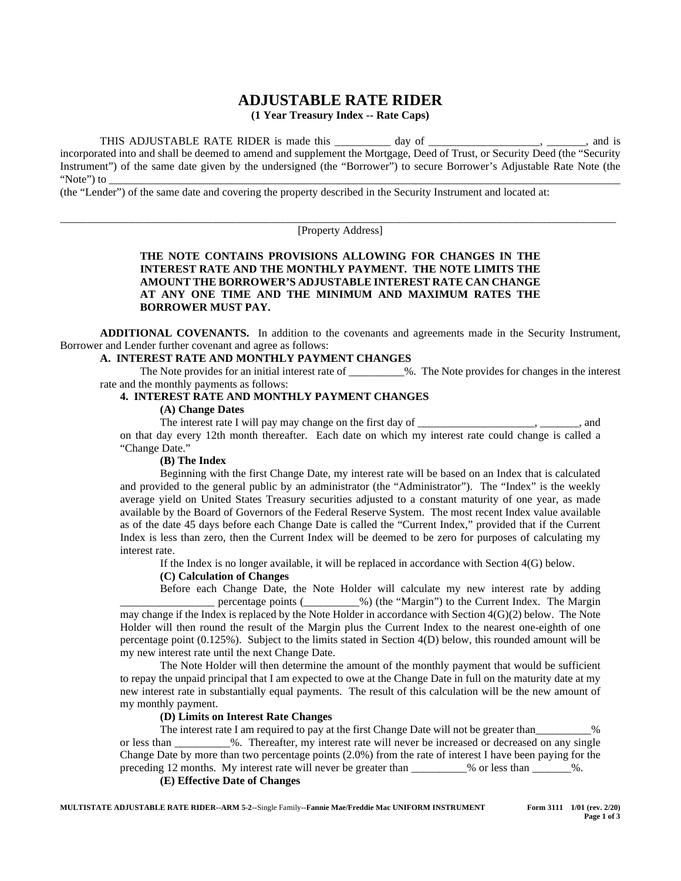# ADJUSTABLE RATE RIDER

**(1 Year Treasury Index -- Rate Caps)**

THIS ADJUSTABLE RATE RIDER is made this __________ day of ____________________, _______, and is incorporated into and shall be deemed to amend and supplement the Mortgage, Deed of Trust, or Security Deed (the "Security Instrument") of the same date given by the undersigned (the "Borrower") to secure Borrower's Adjustable Rate Note (the "Note") to ______________________________________________________________________________________
(the "Lender") of the same date and covering the property described in the Security Instrument and located at:

______________________________________________________________________________________________
[Property Address]

**THE NOTE CONTAINS PROVISIONS ALLOWING FOR CHANGES IN THE INTEREST RATE AND THE MONTHLY PAYMENT. THE NOTE LIMITS THE AMOUNT THE BORROWER'S ADJUSTABLE INTEREST RATE CAN CHANGE AT ANY ONE TIME AND THE MINIMUM AND MAXIMUM RATES THE BORROWER MUST PAY.**

**ADDITIONAL COVENANTS.** In addition to the covenants and agreements made in the Security Instrument, Borrower and Lender further covenant and agree as follows:

**A. INTEREST RATE AND MONTHLY PAYMENT CHANGES**

The Note provides for an initial interest rate of __________%. The Note provides for changes in the interest rate and the monthly payments as follows:

**4. INTEREST RATE AND MONTHLY PAYMENT CHANGES**

**(A) Change Dates**

The interest rate I will pay may change on the first day of _____________________, _______, and on that day every 12th month thereafter. Each date on which my interest rate could change is called a "Change Date."

**(B) The Index**

Beginning with the first Change Date, my interest rate will be based on an Index that is calculated and provided to the general public by an administrator (the "Administrator"). The "Index" is the weekly average yield on United States Treasury securities adjusted to a constant maturity of one year, as made available by the Board of Governors of the Federal Reserve System. The most recent Index value available as of the date 45 days before each Change Date is called the "Current Index," provided that if the Current Index is less than zero, then the Current Index will be deemed to be zero for purposes of calculating my interest rate.

If the Index is no longer available, it will be replaced in accordance with Section 4(G) below.

**(C) Calculation of Changes**

Before each Change Date, the Note Holder will calculate my new interest rate by adding _________________ percentage points (__________%) (the "Margin") to the Current Index. The Margin may change if the Index is replaced by the Note Holder in accordance with Section 4(G)(2) below. The Note Holder will then round the result of the Margin plus the Current Index to the nearest one-eighth of one percentage point (0.125%). Subject to the limits stated in Section 4(D) below, this rounded amount will be my new interest rate until the next Change Date.

The Note Holder will then determine the amount of the monthly payment that would be sufficient to repay the unpaid principal that I am expected to owe at the Change Date in full on the maturity date at my new interest rate in substantially equal payments. The result of this calculation will be the new amount of my monthly payment.

**(D) Limits on Interest Rate Changes**

The interest rate I am required to pay at the first Change Date will not be greater than__________% or less than __________%. Thereafter, my interest rate will never be increased or decreased on any single Change Date by more than two percentage points (2.0%) from the rate of interest I have been paying for the preceding 12 months. My interest rate will never be greater than __________% or less than _______%.

**(E) Effective Date of Changes**

**MULTISTATE ADJUSTABLE RATE RIDER--ARM 5-2--**Single Family**--Fannie Mae/Freddie Mac UNIFORM INSTRUMENT** **Form 3111 1/01 (rev. 2/20)**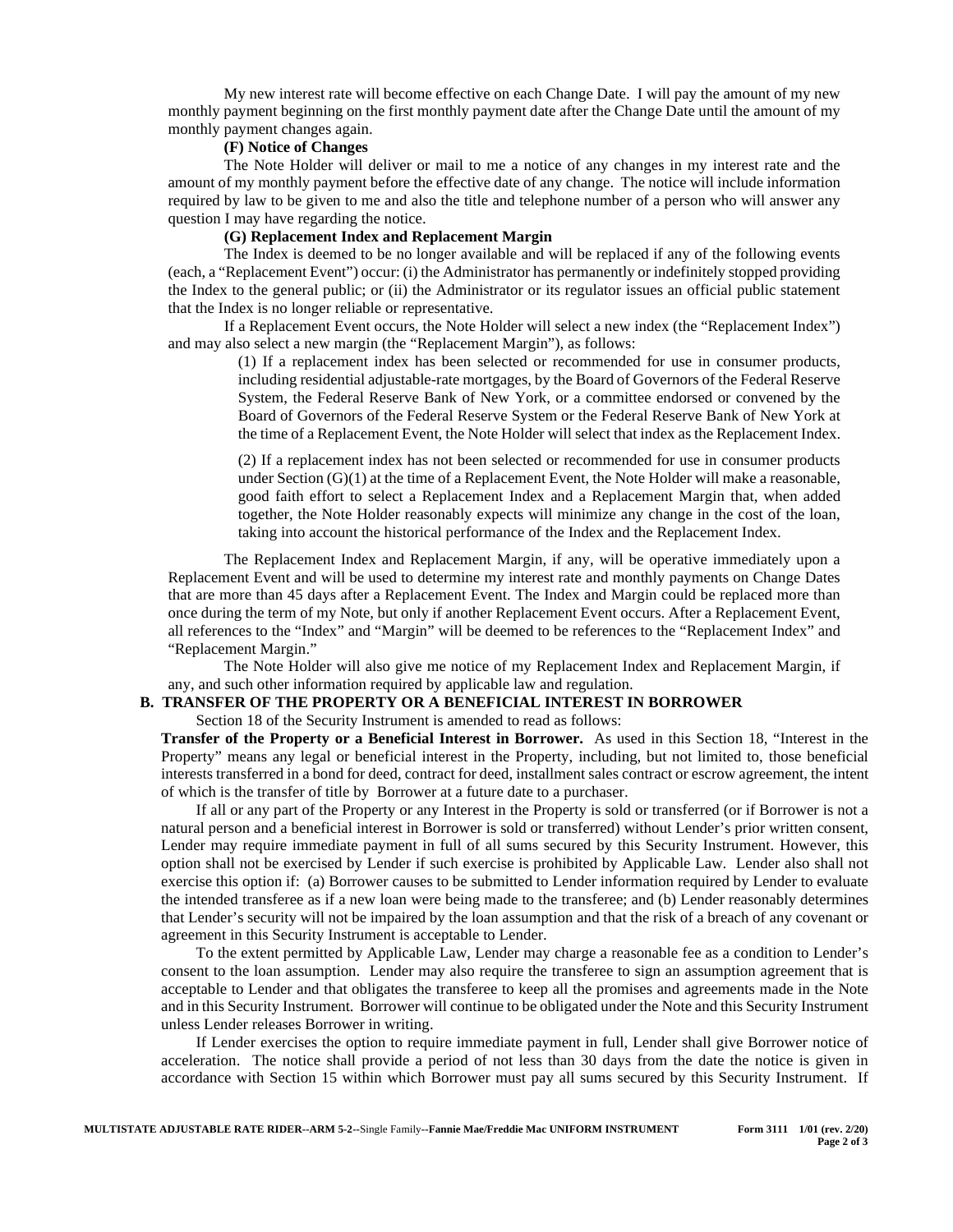My new interest rate will become effective on each Change Date. I will pay the amount of my new monthly payment beginning on the first monthly payment date after the Change Date until the amount of my monthly payment changes again.

**(F) Notice of Changes**

The Note Holder will deliver or mail to me a notice of any changes in my interest rate and the amount of my monthly payment before the effective date of any change. The notice will include information required by law to be given to me and also the title and telephone number of a person who will answer any question I may have regarding the notice.

**(G) Replacement Index and Replacement Margin**

The Index is deemed to be no longer available and will be replaced if any of the following events (each, a "Replacement Event") occur: (i) the Administrator has permanently or indefinitely stopped providing the Index to the general public; or (ii) the Administrator or its regulator issues an official public statement that the Index is no longer reliable or representative.

If a Replacement Event occurs, the Note Holder will select a new index (the "Replacement Index") and may also select a new margin (the "Replacement Margin"), as follows:

(1) If a replacement index has been selected or recommended for use in consumer products, including residential adjustable-rate mortgages, by the Board of Governors of the Federal Reserve System, the Federal Reserve Bank of New York, or a committee endorsed or convened by the Board of Governors of the Federal Reserve System or the Federal Reserve Bank of New York at the time of a Replacement Event, the Note Holder will select that index as the Replacement Index.

(2) If a replacement index has not been selected or recommended for use in consumer products under Section (G)(1) at the time of a Replacement Event, the Note Holder will make a reasonable, good faith effort to select a Replacement Index and a Replacement Margin that, when added together, the Note Holder reasonably expects will minimize any change in the cost of the loan, taking into account the historical performance of the Index and the Replacement Index.

The Replacement Index and Replacement Margin, if any, will be operative immediately upon a Replacement Event and will be used to determine my interest rate and monthly payments on Change Dates that are more than 45 days after a Replacement Event. The Index and Margin could be replaced more than once during the term of my Note, but only if another Replacement Event occurs. After a Replacement Event, all references to the "Index" and "Margin" will be deemed to be references to the "Replacement Index" and "Replacement Margin."

The Note Holder will also give me notice of my Replacement Index and Replacement Margin, if any, and such other information required by applicable law and regulation.

**B. TRANSFER OF THE PROPERTY OR A BENEFICIAL INTEREST IN BORROWER**

Section 18 of the Security Instrument is amended to read as follows:

**Transfer of the Property or a Beneficial Interest in Borrower.** As used in this Section 18, "Interest in the Property" means any legal or beneficial interest in the Property, including, but not limited to, those beneficial interests transferred in a bond for deed, contract for deed, installment sales contract or escrow agreement, the intent of which is the transfer of title by Borrower at a future date to a purchaser.

If all or any part of the Property or any Interest in the Property is sold or transferred (or if Borrower is not a natural person and a beneficial interest in Borrower is sold or transferred) without Lender's prior written consent, Lender may require immediate payment in full of all sums secured by this Security Instrument. However, this option shall not be exercised by Lender if such exercise is prohibited by Applicable Law. Lender also shall not exercise this option if: (a) Borrower causes to be submitted to Lender information required by Lender to evaluate the intended transferee as if a new loan were being made to the transferee; and (b) Lender reasonably determines that Lender's security will not be impaired by the loan assumption and that the risk of a breach of any covenant or agreement in this Security Instrument is acceptable to Lender.

To the extent permitted by Applicable Law, Lender may charge a reasonable fee as a condition to Lender's consent to the loan assumption. Lender may also require the transferee to sign an assumption agreement that is acceptable to Lender and that obligates the transferee to keep all the promises and agreements made in the Note and in this Security Instrument. Borrower will continue to be obligated under the Note and this Security Instrument unless Lender releases Borrower in writing.

If Lender exercises the option to require immediate payment in full, Lender shall give Borrower notice of acceleration. The notice shall provide a period of not less than 30 days from the date the notice is given in accordance with Section 15 within which Borrower must pay all sums secured by this Security Instrument. If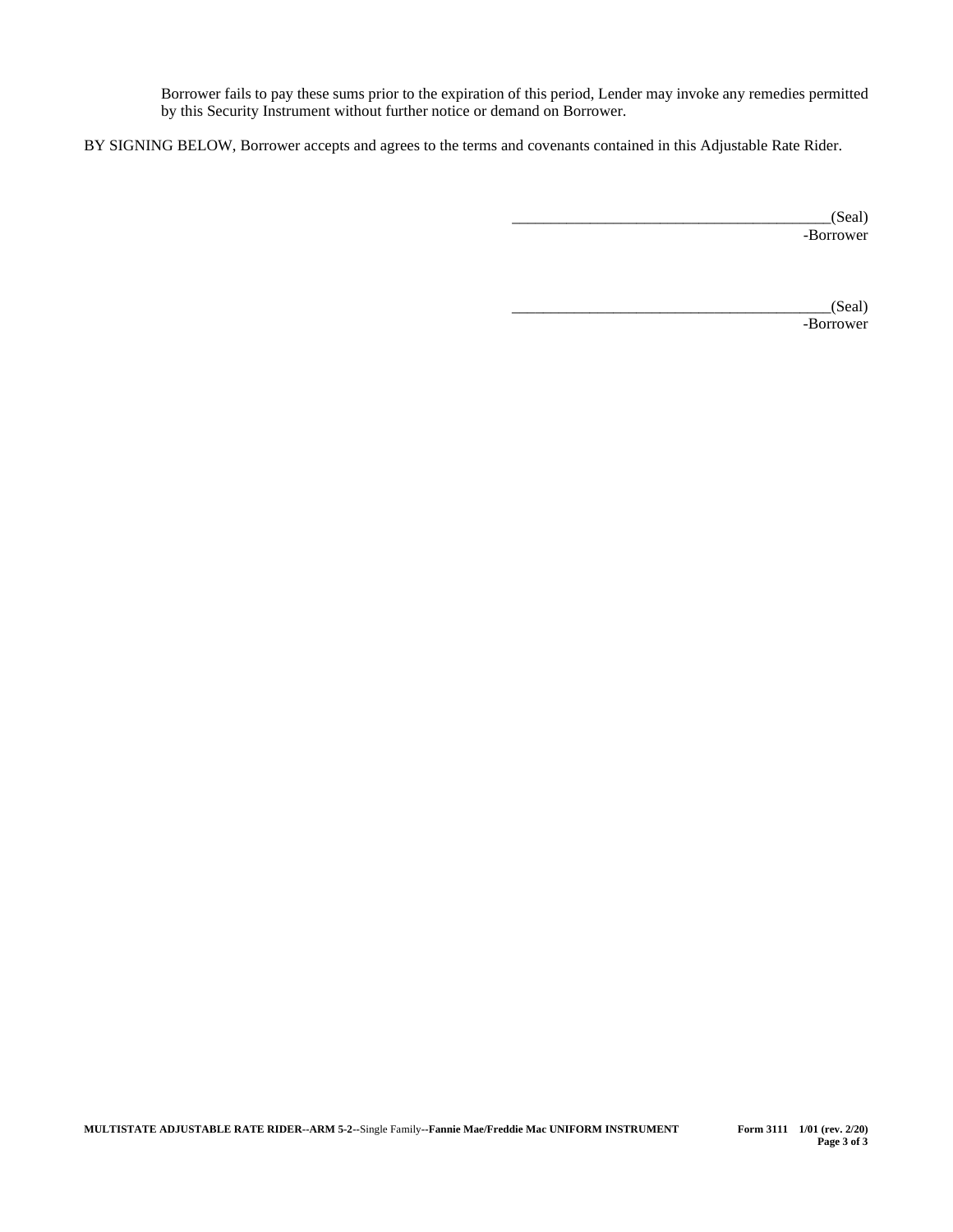Borrower fails to pay these sums prior to the expiration of this period, Lender may invoke any remedies permitted by this Security Instrument without further notice or demand on Borrower.

BY SIGNING BELOW, Borrower accepts and agrees to the terms and covenants contained in this Adjustable Rate Rider.

_____________________________________________(Seal)
-Borrower

_____________________________________________(Seal)
-Borrower